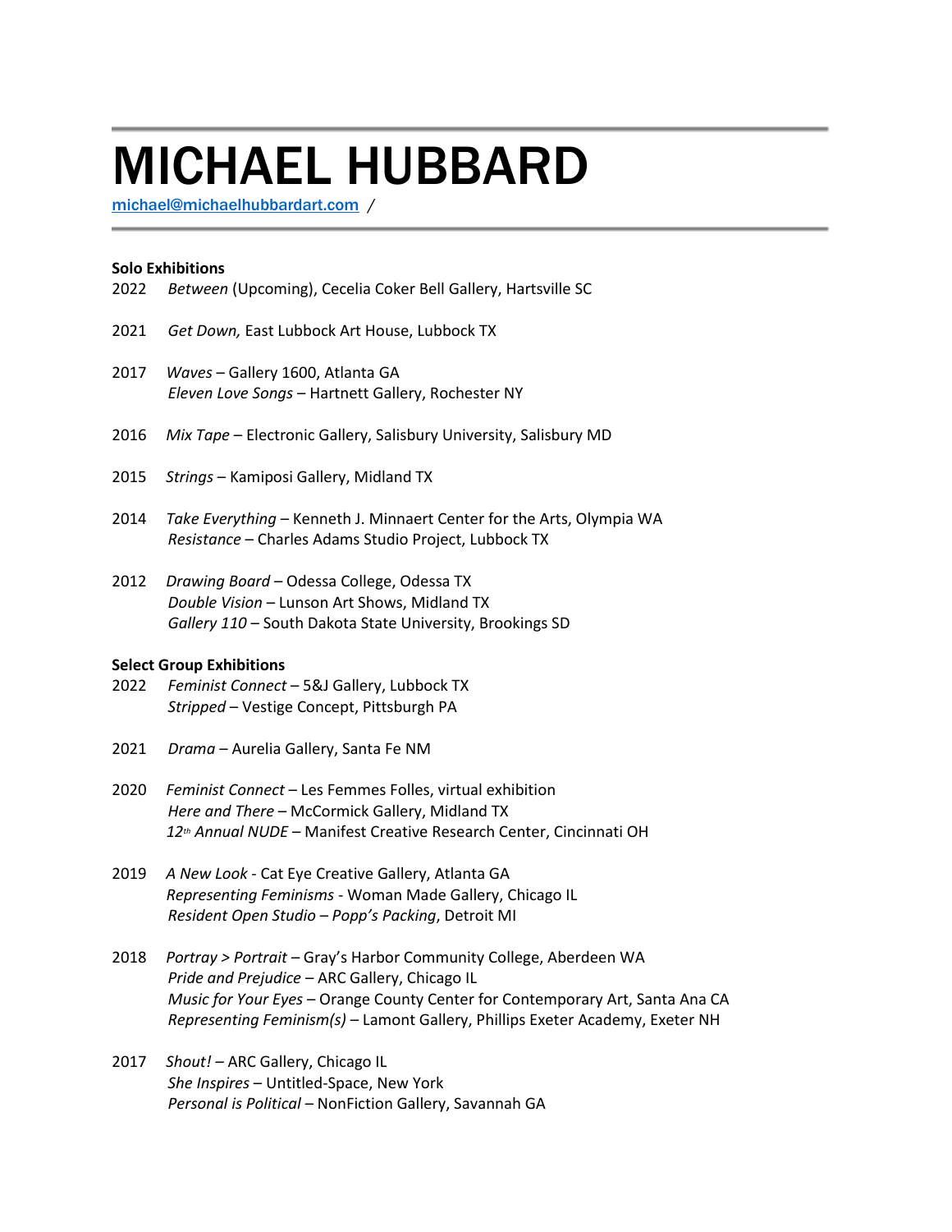# MICHAEL HUBBARD

michael@michaelhubbardart.com /

**Solo Exhibitions**

2022 *Between* (Upcoming), Cecelia Coker Bell Gallery, Hartsville SC

2021 *Get Down,* East Lubbock Art House, Lubbock TX

2017 *Waves* – Gallery 1600, Atlanta GA
*Eleven Love Songs* – Hartnett Gallery, Rochester NY

2016 *Mix Tape* – Electronic Gallery, Salisbury University, Salisbury MD

2015 *Strings* – Kamiposi Gallery, Midland TX

2014 *Take Everything* – Kenneth J. Minnaert Center for the Arts, Olympia WA
*Resistance* – Charles Adams Studio Project, Lubbock TX

2012 *Drawing Board* – Odessa College, Odessa TX
*Double Vision* – Lunson Art Shows, Midland TX
*Gallery 110* – South Dakota State University, Brookings SD

**Select Group Exhibitions**

2022 *Feminist Connect* – 5&J Gallery, Lubbock TX
*Stripped* – Vestige Concept, Pittsburgh PA

2021 *Drama* – Aurelia Gallery, Santa Fe NM

2020 *Feminist Connect* – Les Femmes Folles, virtual exhibition
*Here and There* – McCormick Gallery, Midland TX
*12th Annual NUDE* – Manifest Creative Research Center, Cincinnati OH

2019 *A New Look* - Cat Eye Creative Gallery, Atlanta GA
*Representing Feminisms* - Woman Made Gallery, Chicago IL
*Resident Open Studio – Popp's Packing*, Detroit MI

2018 *Portray > Portrait* – Gray's Harbor Community College, Aberdeen WA
*Pride and Prejudice* – ARC Gallery, Chicago IL
*Music for Your Eyes* – Orange County Center for Contemporary Art, Santa Ana CA
*Representing Feminism(s)* – Lamont Gallery, Phillips Exeter Academy, Exeter NH

2017 *Shout!* – ARC Gallery, Chicago IL
*She Inspires* – Untitled-Space, New York
*Personal is Political* – NonFiction Gallery, Savannah GA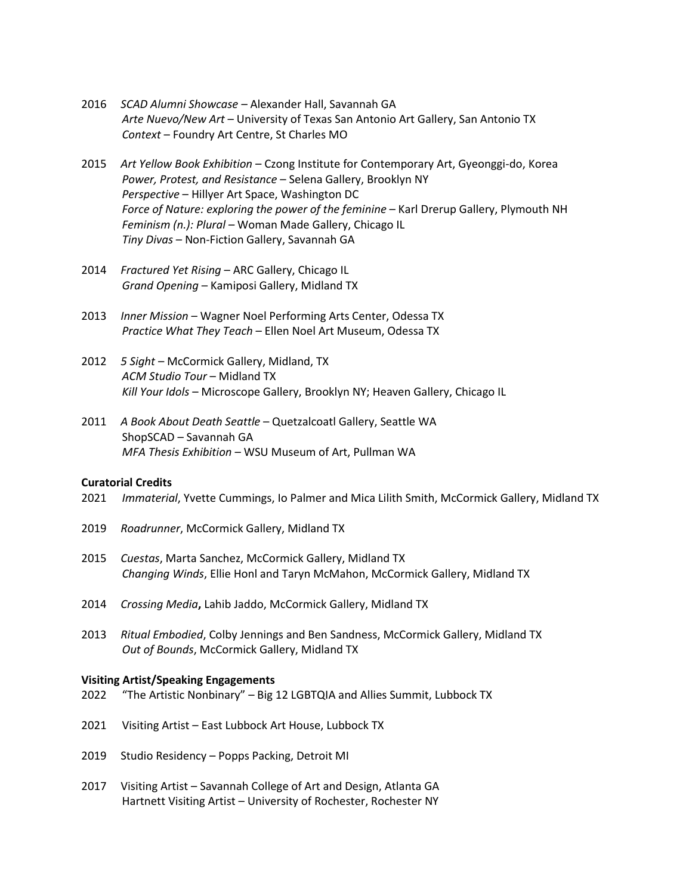2016 *SCAD Alumni Showcase* – Alexander Hall, Savannah GA
*Arte Nuevo/New Art* – University of Texas San Antonio Art Gallery, San Antonio TX
*Context* – Foundry Art Centre, St Charles MO

2015 *Art Yellow Book Exhibition* – Czong Institute for Contemporary Art, Gyeonggi-do, Korea
*Power, Protest, and Resistance* – Selena Gallery, Brooklyn NY
*Perspective* – Hillyer Art Space, Washington DC
*Force of Nature: exploring the power of the feminine* – Karl Drerup Gallery, Plymouth NH
*Feminism (n.): Plural* – Woman Made Gallery, Chicago IL
*Tiny Divas* – Non-Fiction Gallery, Savannah GA

2014 *Fractured Yet Rising* – ARC Gallery, Chicago IL
*Grand Opening* – Kamiposi Gallery, Midland TX

2013 *Inner Mission* – Wagner Noel Performing Arts Center, Odessa TX
*Practice What They Teach* – Ellen Noel Art Museum, Odessa TX

2012 *5 Sight* – McCormick Gallery, Midland, TX
*ACM Studio Tour* – Midland TX
*Kill Your Idols* – Microscope Gallery, Brooklyn NY; Heaven Gallery, Chicago IL

2011 *A Book About Death Seattle* – Quetzalcoatl Gallery, Seattle WA
ShopSCAD – Savannah GA
*MFA Thesis Exhibition* – WSU Museum of Art, Pullman WA

**Curatorial Credits**

2021 *Immaterial*, Yvette Cummings, Io Palmer and Mica Lilith Smith, McCormick Gallery, Midland TX

2019 *Roadrunner*, McCormick Gallery, Midland TX

2015 *Cuestas*, Marta Sanchez, McCormick Gallery, Midland TX
*Changing Winds*, Ellie Honl and Taryn McMahon, McCormick Gallery, Midland TX

2014 *Crossing Media*, Lahib Jaddo, McCormick Gallery, Midland TX

2013 *Ritual Embodied*, Colby Jennings and Ben Sandness, McCormick Gallery, Midland TX
*Out of Bounds*, McCormick Gallery, Midland TX

**Visiting Artist/Speaking Engagements**

2022 "The Artistic Nonbinary" – Big 12 LGBTQIA and Allies Summit, Lubbock TX

2021 Visiting Artist – East Lubbock Art House, Lubbock TX

2019 Studio Residency – Popps Packing, Detroit MI

2017 Visiting Artist – Savannah College of Art and Design, Atlanta GA
Hartnett Visiting Artist – University of Rochester, Rochester NY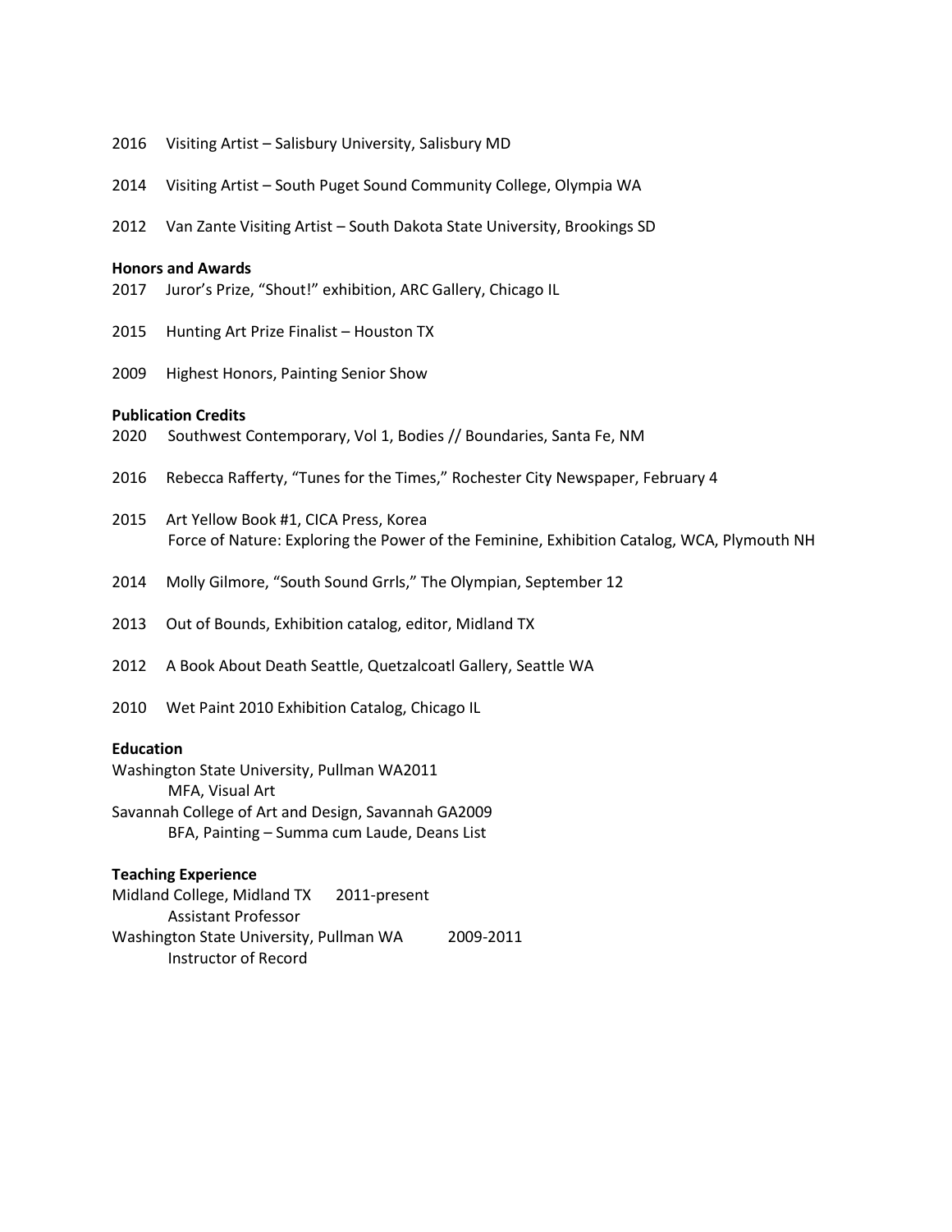2016 Visiting Artist – Salisbury University, Salisbury MD

2014 Visiting Artist – South Puget Sound Community College, Olympia WA

2012 Van Zante Visiting Artist – South Dakota State University, Brookings SD

**Honors and Awards**

2017 Juror's Prize, "Shout!" exhibition, ARC Gallery, Chicago IL

2015 Hunting Art Prize Finalist – Houston TX

2009 Highest Honors, Painting Senior Show

**Publication Credits**

2020 Southwest Contemporary, Vol 1, Bodies // Boundaries, Santa Fe, NM

2016 Rebecca Rafferty, "Tunes for the Times," Rochester City Newspaper, February 4

2015 Art Yellow Book #1, CICA Press, Korea
Force of Nature: Exploring the Power of the Feminine, Exhibition Catalog, WCA, Plymouth NH

2014 Molly Gilmore, "South Sound Grrls," The Olympian, September 12

2013 Out of Bounds, Exhibition catalog, editor, Midland TX

2012 A Book About Death Seattle, Quetzalcoatl Gallery, Seattle WA

2010 Wet Paint 2010 Exhibition Catalog, Chicago IL

**Education**

Washington State University, Pullman WA2011
MFA, Visual Art

Savannah College of Art and Design, Savannah GA2009
BFA, Painting – Summa cum Laude, Deans List

**Teaching Experience**

Midland College, Midland TX 2011-present
Assistant Professor

Washington State University, Pullman WA 2009-2011
Instructor of Record